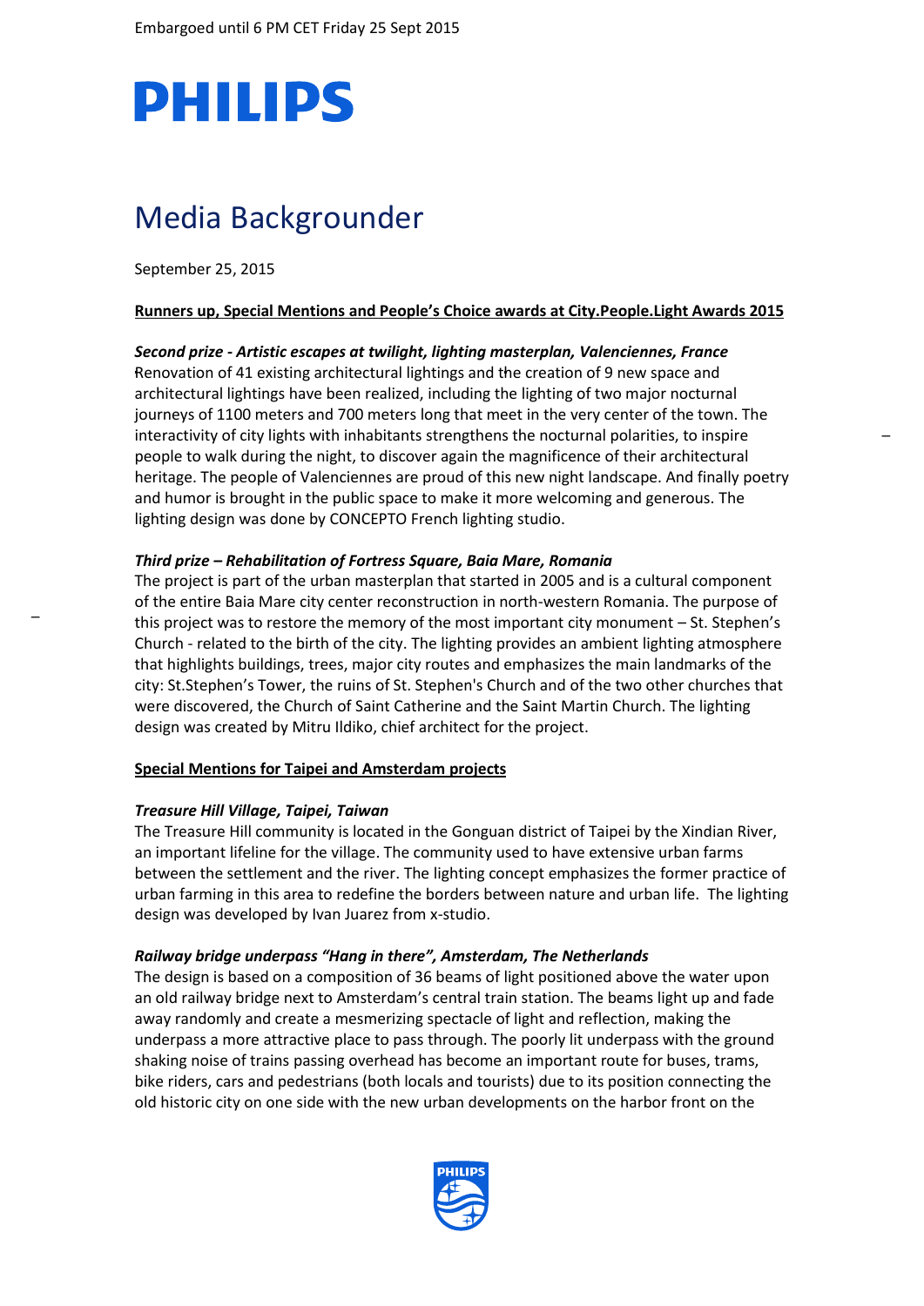Embargoed until 6 PM CET Friday 25 Sept 2015

PHILIPS

# Media Backgrounder

September 25, 2015

**Runners up, Special Mentions and People's Choice awards at City.People.Light Awards 2015**

***Second prize - Artistic escapes at twilight, lighting masterplan, Valenciennes, France***
Renovation of 41 existing architectural lightings and the creation of 9 new space and architectural lightings have been realized, including the lighting of two major nocturnal journeys of 1100 meters and 700 meters long that meet in the very center of the town. The interactivity of city lights with inhabitants strengthens the nocturnal polarities, to inspire people to walk during the night, to discover again the magnificence of their architectural heritage. The people of Valenciennes are proud of this new night landscape. And finally poetry and humor is brought in the public space to make it more welcoming and generous. The lighting design was done by CONCEPTO French lighting studio.

***Third prize – Rehabilitation of Fortress Square, Baia Mare, Romania***
The project is part of the urban masterplan that started in 2005 and is a cultural component of the entire Baia Mare city center reconstruction in north-western Romania. The purpose of this project was to restore the memory of the most important city monument – St. Stephen's Church - related to the birth of the city. The lighting provides an ambient lighting atmosphere that highlights buildings, trees, major city routes and emphasizes the main landmarks of the city: St.Stephen's Tower, the ruins of St. Stephen's Church and of the two other churches that were discovered, the Church of Saint Catherine and the Saint Martin Church. The lighting design was created by Mitru Ildiko, chief architect for the project.

**Special Mentions for Taipei and Amsterdam projects**

***Treasure Hill Village, Taipei, Taiwan***
The Treasure Hill community is located in the Gonguan district of Taipei by the Xindian River, an important lifeline for the village. The community used to have extensive urban farms between the settlement and the river. The lighting concept emphasizes the former practice of urban farming in this area to redefine the borders between nature and urban life. The lighting design was developed by Ivan Juarez from x-studio.

***Railway bridge underpass "Hang in there", Amsterdam, The Netherlands***
The design is based on a composition of 36 beams of light positioned above the water upon an old railway bridge next to Amsterdam's central train station. The beams light up and fade away randomly and create a mesmerizing spectacle of light and reflection, making the underpass a more attractive place to pass through. The poorly lit underpass with the ground shaking noise of trains passing overhead has become an important route for buses, trams, bike riders, cars and pedestrians (both locals and tourists) due to its position connecting the old historic city on one side with the new urban developments on the harbor front on the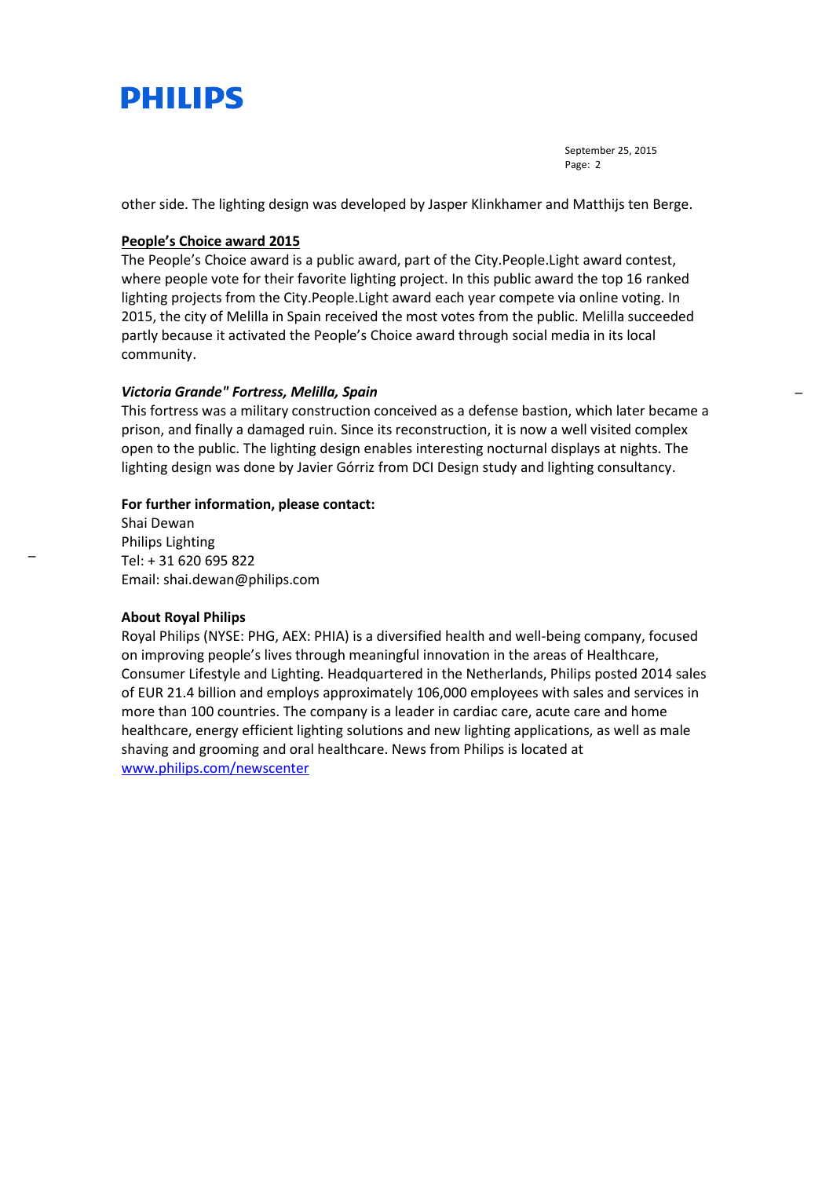other side. The lighting design was developed by Jasper Klinkhamer and Matthijs ten Berge.

**People's Choice award 2015**

The People's Choice award is a public award, part of the City.People.Light award contest, where people vote for their favorite lighting project. In this public award the top 16 ranked lighting projects from the City.People.Light award each year compete via online voting. In 2015, the city of Melilla in Spain received the most votes from the public. Melilla succeeded partly because it activated the People's Choice award through social media in its local community.

***Victoria Grande" Fortress, Melilla, Spain***

This fortress was a military construction conceived as a defense bastion, which later became a prison, and finally a damaged ruin. Since its reconstruction, it is now a well visited complex open to the public. The lighting design enables interesting nocturnal displays at nights. The lighting design was done by Javier Górriz from DCI Design study and lighting consultancy.

**For further information, please contact:**

Shai Dewan
Philips Lighting
Tel: + 31 620 695 822
Email: shai.dewan@philips.com

**About Royal Philips**

Royal Philips (NYSE: PHG, AEX: PHIA) is a diversified health and well-being company, focused on improving people's lives through meaningful innovation in the areas of Healthcare, Consumer Lifestyle and Lighting. Headquartered in the Netherlands, Philips posted 2014 sales of EUR 21.4 billion and employs approximately 106,000 employees with sales and services in more than 100 countries. The company is a leader in cardiac care, acute care and home healthcare, energy efficient lighting solutions and new lighting applications, as well as male shaving and grooming and oral healthcare. News from Philips is located at www.philips.com/newscenter